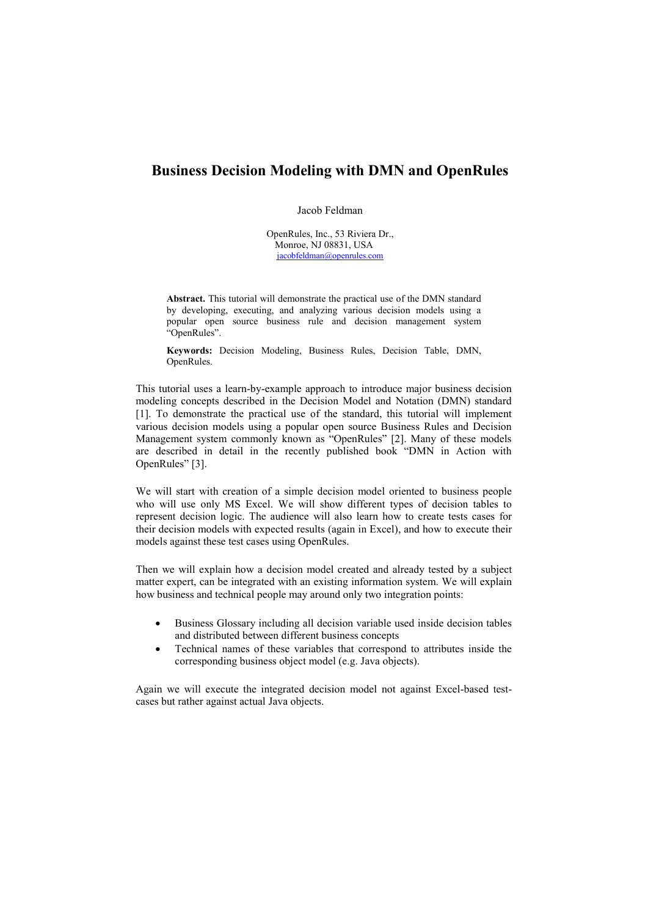# Business Decision Modeling with DMN and OpenRules

Jacob Feldman

OpenRules, Inc., 53 Riviera Dr.,
Monroe, NJ 08831, USA
jacobfeldman@openrules.com

**Abstract.** This tutorial will demonstrate the practical use of the DMN standard by developing, executing, and analyzing various decision models using a popular open source business rule and decision management system "OpenRules".

**Keywords:** Decision Modeling, Business Rules, Decision Table, DMN, OpenRules.

This tutorial uses a learn-by-example approach to introduce major business decision modeling concepts described in the Decision Model and Notation (DMN) standard [1]. To demonstrate the practical use of the standard, this tutorial will implement various decision models using a popular open source Business Rules and Decision Management system commonly known as "OpenRules" [2]. Many of these models are described in detail in the recently published book "DMN in Action with OpenRules" [3].

We will start with creation of a simple decision model oriented to business people who will use only MS Excel. We will show different types of decision tables to represent decision logic. The audience will also learn how to create tests cases for their decision models with expected results (again in Excel), and how to execute their models against these test cases using OpenRules.

Then we will explain how a decision model created and already tested by a subject matter expert, can be integrated with an existing information system. We will explain how business and technical people may around only two integration points:

- Business Glossary including all decision variable used inside decision tables and distributed between different business concepts
- Technical names of these variables that correspond to attributes inside the corresponding business object model (e.g. Java objects).

Again we will execute the integrated decision model not against Excel-based test-cases but rather against actual Java objects.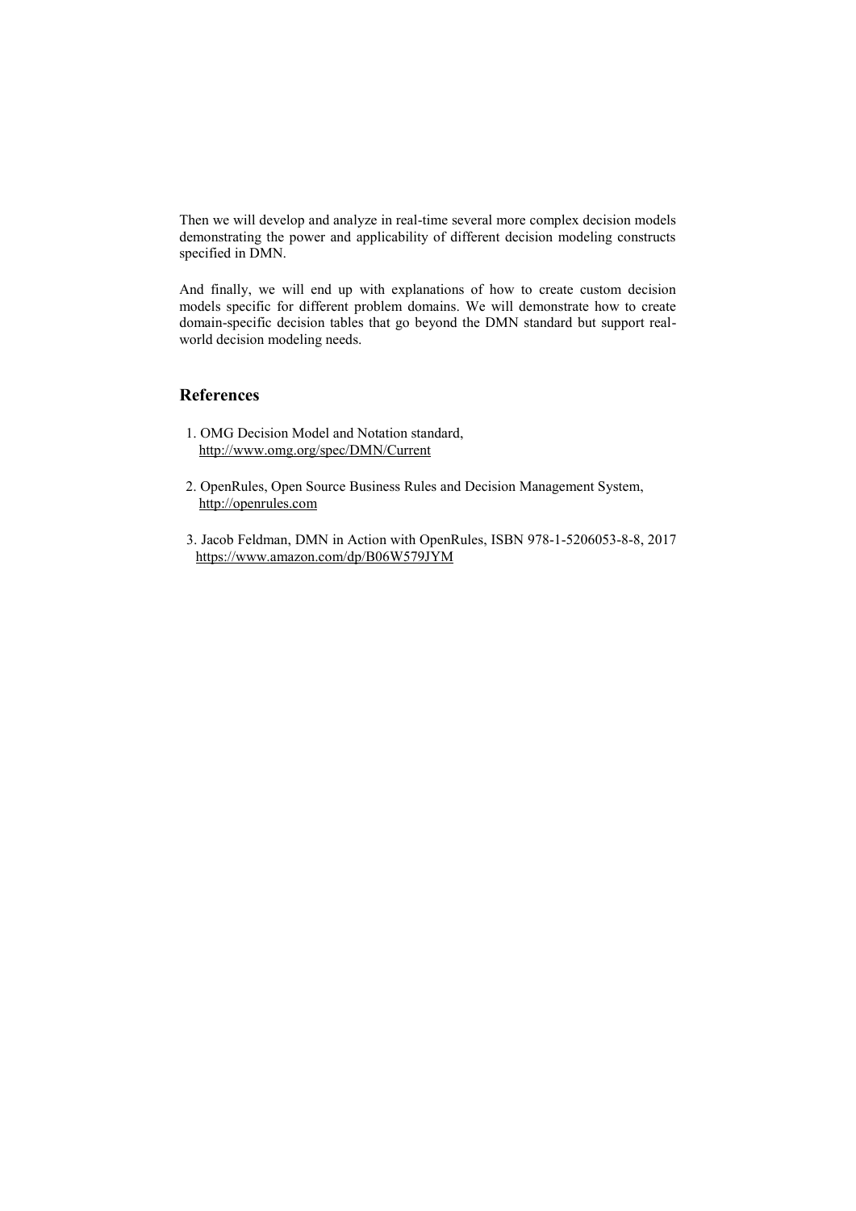Then we will develop and analyze in real-time several more complex decision models demonstrating the power and applicability of different decision modeling constructs specified in DMN.

And finally, we will end up with explanations of how to create custom decision models specific for different problem domains. We will demonstrate how to create domain-specific decision tables that go beyond the DMN standard but support real-world decision modeling needs.

## References

1. OMG Decision Model and Notation standard, http://www.omg.org/spec/DMN/Current

2. OpenRules, Open Source Business Rules and Decision Management System, http://openrules.com

3. Jacob Feldman, DMN in Action with OpenRules, ISBN 978-1-5206053-8-8, 2017 https://www.amazon.com/dp/B06W579JYM